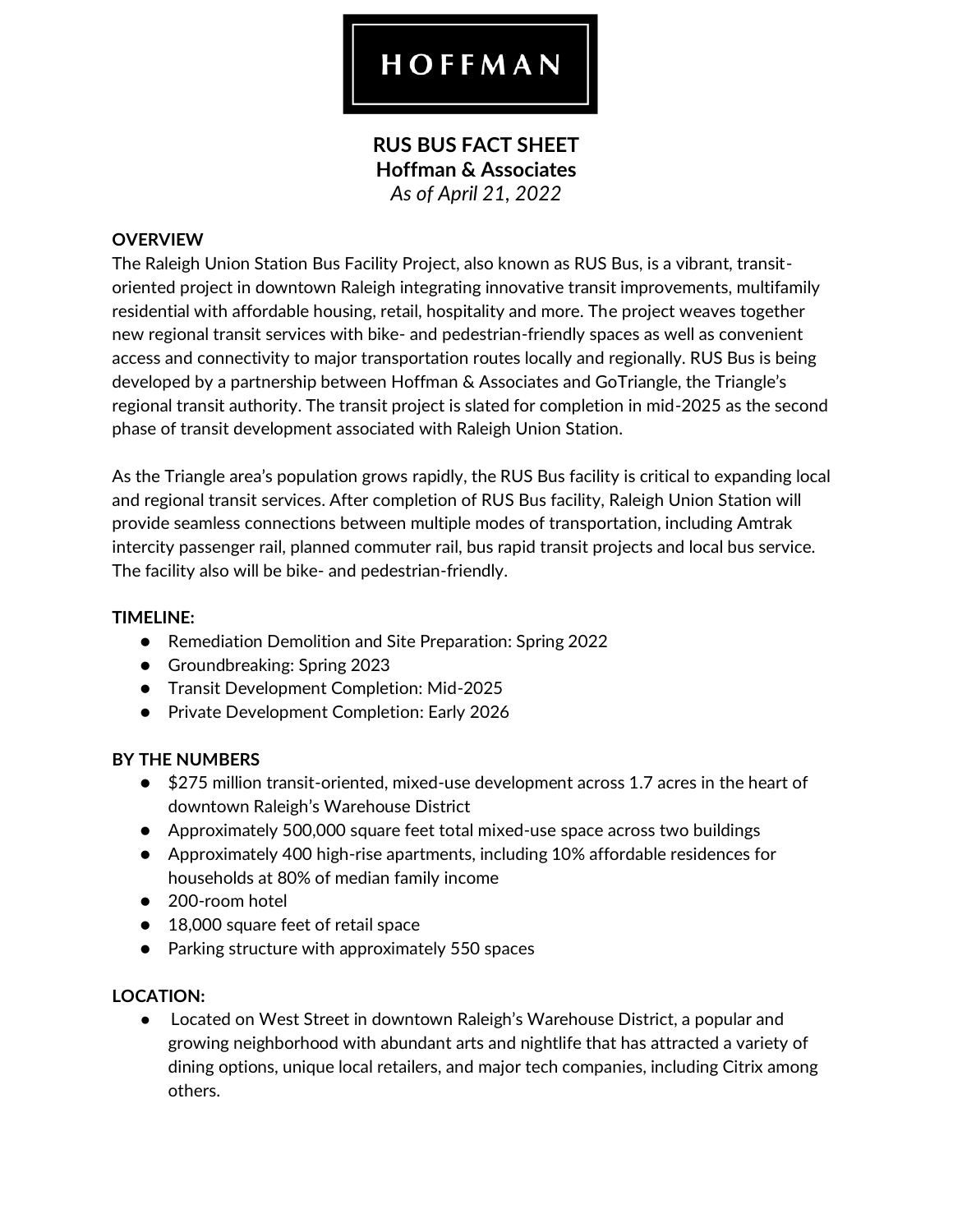**HOFFMAN**

# RUS BUS FACT SHEET

## Hoffman & Associates

*As of April 21, 2022*

**OVERVIEW**

The Raleigh Union Station Bus Facility Project, also known as RUS Bus, is a vibrant, transit-oriented project in downtown Raleigh integrating innovative transit improvements, multifamily residential with affordable housing, retail, hospitality and more. The project weaves together new regional transit services with bike- and pedestrian-friendly spaces as well as convenient access and connectivity to major transportation routes locally and regionally. RUS Bus is being developed by a partnership between Hoffman & Associates and GoTriangle, the Triangle's regional transit authority. The transit project is slated for completion in mid-2025 as the second phase of transit development associated with Raleigh Union Station.

As the Triangle area's population grows rapidly, the RUS Bus facility is critical to expanding local and regional transit services. After completion of RUS Bus facility, Raleigh Union Station will provide seamless connections between multiple modes of transportation, including Amtrak intercity passenger rail, planned commuter rail, bus rapid transit projects and local bus service. The facility also will be bike- and pedestrian-friendly.

**TIMELINE:**

- Remediation Demolition and Site Preparation: Spring 2022
- Groundbreaking: Spring 2023
- Transit Development Completion: Mid-2025
- Private Development Completion: Early 2026

**BY THE NUMBERS**

- $275 million transit-oriented, mixed-use development across 1.7 acres in the heart of downtown Raleigh's Warehouse District
- Approximately 500,000 square feet total mixed-use space across two buildings
- Approximately 400 high-rise apartments, including 10% affordable residences for households at 80% of median family income
- 200-room hotel
- 18,000 square feet of retail space
- Parking structure with approximately 550 spaces

**LOCATION:**

- Located on West Street in downtown Raleigh's Warehouse District, a popular and growing neighborhood with abundant arts and nightlife that has attracted a variety of dining options, unique local retailers, and major tech companies, including Citrix among others.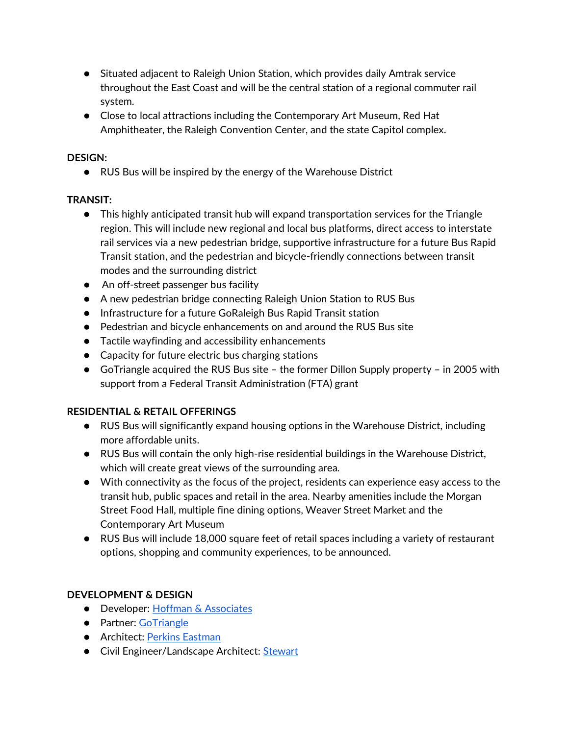- Situated adjacent to Raleigh Union Station, which provides daily Amtrak service throughout the East Coast and will be the central station of a regional commuter rail system.
- Close to local attractions including the Contemporary Art Museum, Red Hat Amphitheater, the Raleigh Convention Center, and the state Capitol complex.

**DESIGN:**

- RUS Bus will be inspired by the energy of the Warehouse District

**TRANSIT:**

- This highly anticipated transit hub will expand transportation services for the Triangle region. This will include new regional and local bus platforms, direct access to interstate rail services via a new pedestrian bridge, supportive infrastructure for a future Bus Rapid Transit station, and the pedestrian and bicycle-friendly connections between transit modes and the surrounding district
- An off-street passenger bus facility
- A new pedestrian bridge connecting Raleigh Union Station to RUS Bus
- Infrastructure for a future GoRaleigh Bus Rapid Transit station
- Pedestrian and bicycle enhancements on and around the RUS Bus site
- Tactile wayfinding and accessibility enhancements
- Capacity for future electric bus charging stations
- GoTriangle acquired the RUS Bus site – the former Dillon Supply property – in 2005 with support from a Federal Transit Administration (FTA) grant

**RESIDENTIAL & RETAIL OFFERINGS**

- RUS Bus will significantly expand housing options in the Warehouse District, including more affordable units.
- RUS Bus will contain the only high-rise residential buildings in the Warehouse District, which will create great views of the surrounding area.
- With connectivity as the focus of the project, residents can experience easy access to the transit hub, public spaces and retail in the area. Nearby amenities include the Morgan Street Food Hall, multiple fine dining options, Weaver Street Market and the Contemporary Art Museum
- RUS Bus will include 18,000 square feet of retail spaces including a variety of restaurant options, shopping and community experiences, to be announced.

**DEVELOPMENT & DESIGN**

- Developer: Hoffman & Associates
- Partner: GoTriangle
- Architect: Perkins Eastman
- Civil Engineer/Landscape Architect: Stewart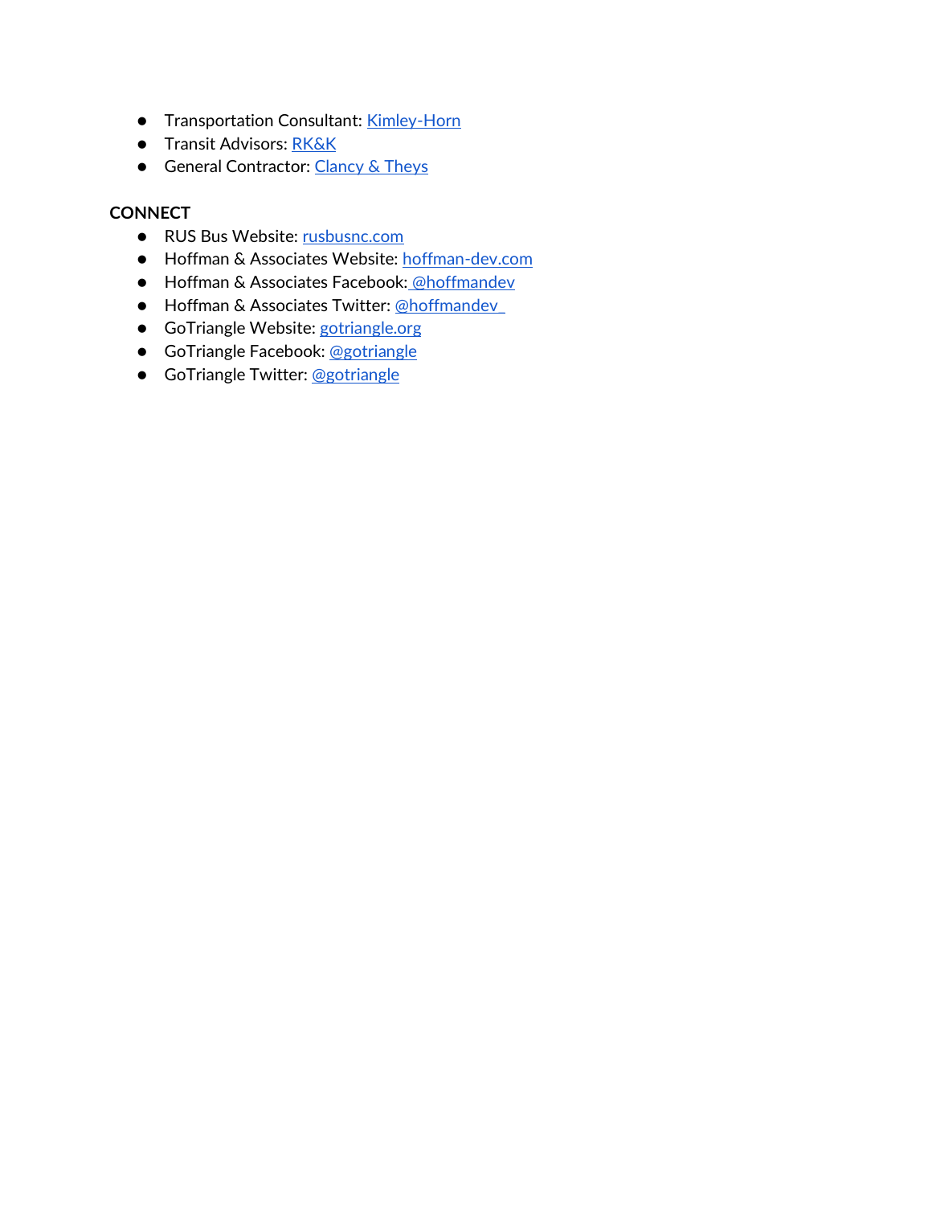- Transportation Consultant: Kimley-Horn
- Transit Advisors: RK&K
- General Contractor: Clancy & Theys

**CONNECT**

- RUS Bus Website: rusbusnc.com
- Hoffman & Associates Website: hoffman-dev.com
- Hoffman & Associates Facebook: @hoffmandev
- Hoffman & Associates Twitter: @hoffmandev_
- GoTriangle Website: gotriangle.org
- GoTriangle Facebook: @gotriangle
- GoTriangle Twitter: @gotriangle